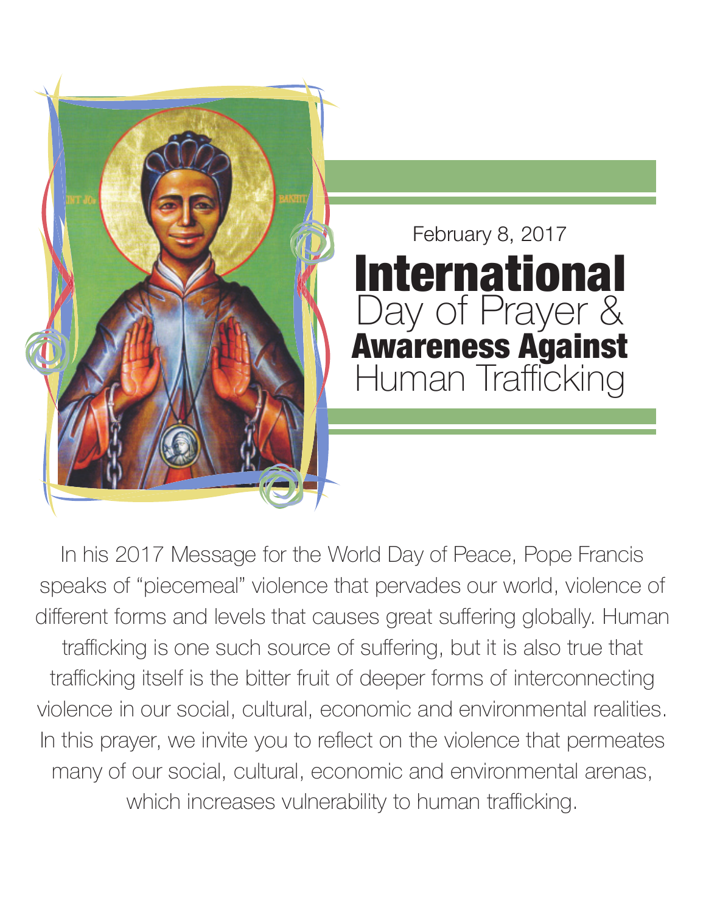February 8, 2017

# International Day of Prayer & Awareness Against Human Trafficking

In his 2017 Message for the World Day of Peace, Pope Francis speaks of "piecemeal" violence that pervades our world, violence of different forms and levels that causes great suffering globally. Human trafficking is one such source of suffering, but it is also true that trafficking itself is the bitter fruit of deeper forms of interconnecting violence in our social, cultural, economic and environmental realities. In this prayer, we invite you to reflect on the violence that permeates many of our social, cultural, economic and environmental arenas, which increases vulnerability to human trafficking.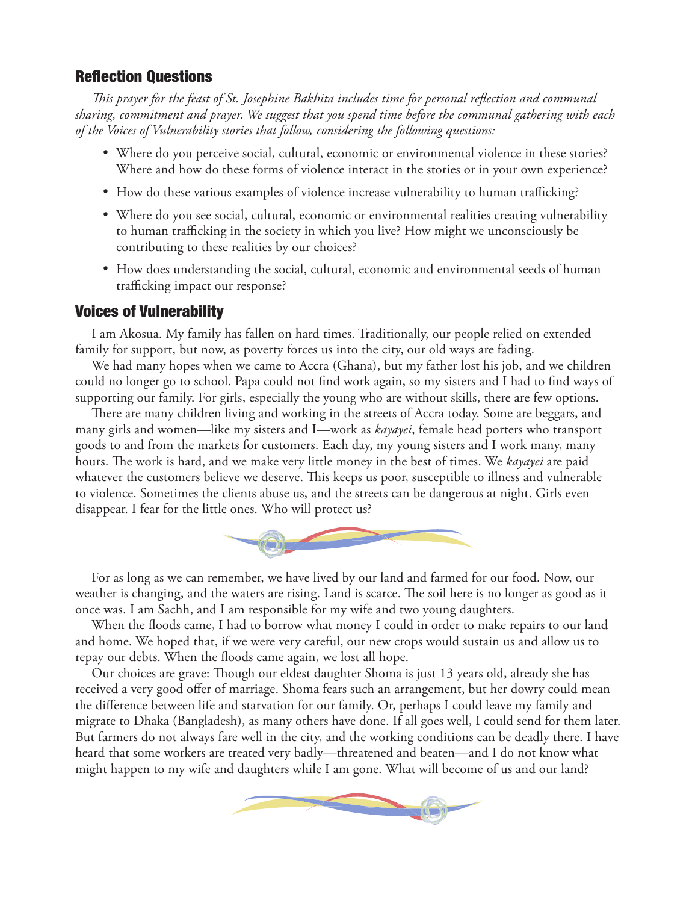## Reflection Questions

*This prayer for the feast of St. Josephine Bakhita includes time for personal reflection and communal sharing, commitment and prayer. We suggest that you spend time before the communal gathering with each of the Voices of Vulnerability stories that follow, considering the following questions:*

- Where do you perceive social, cultural, economic or environmental violence in these stories? Where and how do these forms of violence interact in the stories or in your own experience?
- How do these various examples of violence increase vulnerability to human trafficking?
- Where do you see social, cultural, economic or environmental realities creating vulnerability to human trafficking in the society in which you live? How might we unconsciously be contributing to these realities by our choices?
- How does understanding the social, cultural, economic and environmental seeds of human trafficking impact our response?

## Voices of Vulnerability

I am Akosua. My family has fallen on hard times. Traditionally, our people relied on extended family for support, but now, as poverty forces us into the city, our old ways are fading.

We had many hopes when we came to Accra (Ghana), but my father lost his job, and we children could no longer go to school. Papa could not find work again, so my sisters and I had to find ways of supporting our family. For girls, especially the young who are without skills, there are few options.

There are many children living and working in the streets of Accra today. Some are beggars, and many girls and women—like my sisters and I—work as *kayayei*, female head porters who transport goods to and from the markets for customers. Each day, my young sisters and I work many, many hours. The work is hard, and we make very little money in the best of times. We *kayayei* are paid whatever the customers believe we deserve. This keeps us poor, susceptible to illness and vulnerable to violence. Sometimes the clients abuse us, and the streets can be dangerous at night. Girls even disappear. I fear for the little ones. Who will protect us?

For as long as we can remember, we have lived by our land and farmed for our food. Now, our weather is changing, and the waters are rising. Land is scarce. The soil here is no longer as good as it once was. I am Sachh, and I am responsible for my wife and two young daughters.

When the floods came, I had to borrow what money I could in order to make repairs to our land and home. We hoped that, if we were very careful, our new crops would sustain us and allow us to repay our debts. When the floods came again, we lost all hope.

Our choices are grave: Though our eldest daughter Shoma is just 13 years old, already she has received a very good offer of marriage. Shoma fears such an arrangement, but her dowry could mean the difference between life and starvation for our family. Or, perhaps I could leave my family and migrate to Dhaka (Bangladesh), as many others have done. If all goes well, I could send for them later. But farmers do not always fare well in the city, and the working conditions can be deadly there. I have heard that some workers are treated very badly—threatened and beaten—and I do not know what might happen to my wife and daughters while I am gone. What will become of us and our land?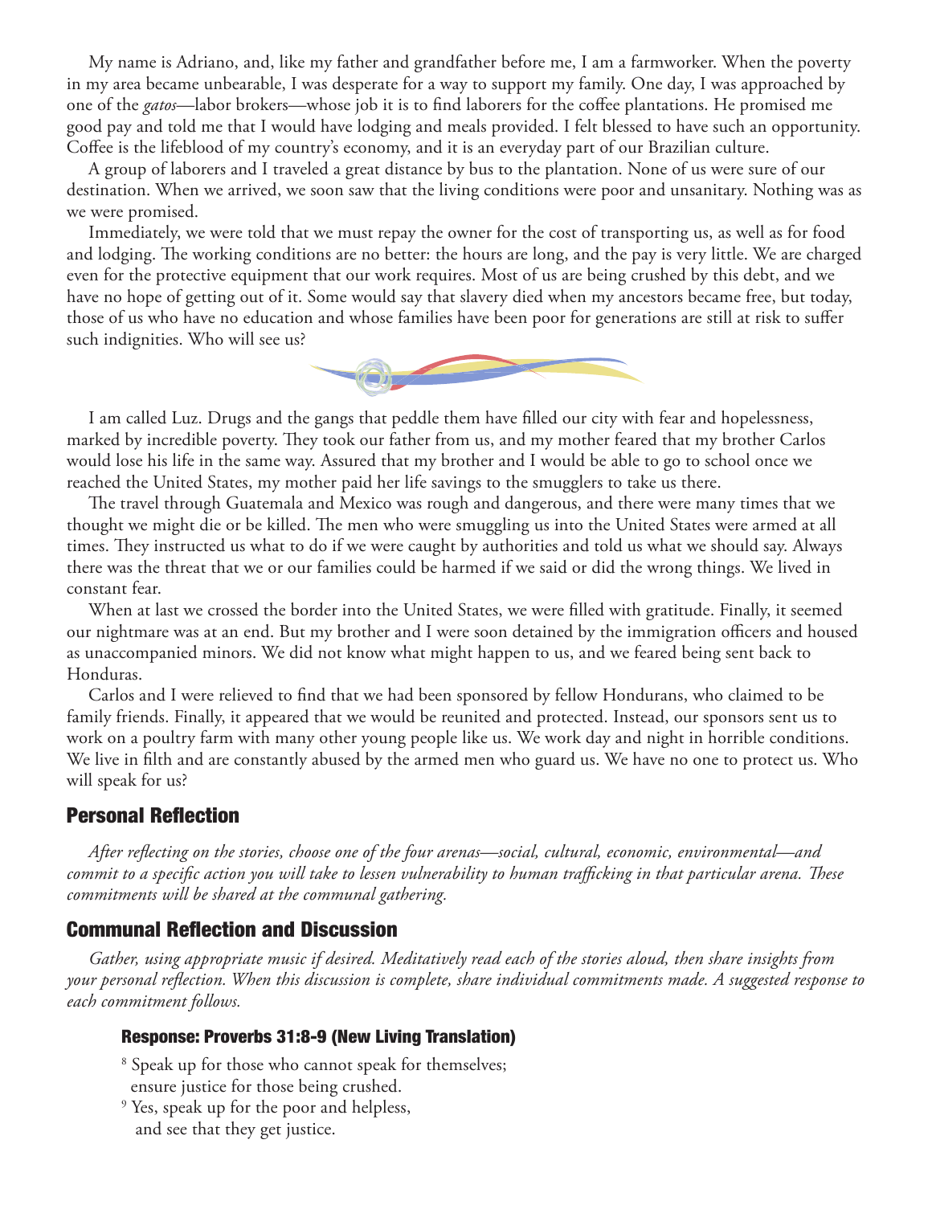My name is Adriano, and, like my father and grandfather before me, I am a farmworker. When the poverty in my area became unbearable, I was desperate for a way to support my family. One day, I was approached by one of the *gatos*—labor brokers—whose job it is to find laborers for the coffee plantations. He promised me good pay and told me that I would have lodging and meals provided. I felt blessed to have such an opportunity. Coffee is the lifeblood of my country's economy, and it is an everyday part of our Brazilian culture.

A group of laborers and I traveled a great distance by bus to the plantation. None of us were sure of our destination. When we arrived, we soon saw that the living conditions were poor and unsanitary. Nothing was as we were promised.

Immediately, we were told that we must repay the owner for the cost of transporting us, as well as for food and lodging. The working conditions are no better: the hours are long, and the pay is very little. We are charged even for the protective equipment that our work requires. Most of us are being crushed by this debt, and we have no hope of getting out of it. Some would say that slavery died when my ancestors became free, but today, those of us who have no education and whose families have been poor for generations are still at risk to suffer such indignities. Who will see us?

I am called Luz. Drugs and the gangs that peddle them have filled our city with fear and hopelessness, marked by incredible poverty. They took our father from us, and my mother feared that my brother Carlos would lose his life in the same way. Assured that my brother and I would be able to go to school once we reached the United States, my mother paid her life savings to the smugglers to take us there.

The travel through Guatemala and Mexico was rough and dangerous, and there were many times that we thought we might die or be killed. The men who were smuggling us into the United States were armed at all times. They instructed us what to do if we were caught by authorities and told us what we should say. Always there was the threat that we or our families could be harmed if we said or did the wrong things. We lived in constant fear.

When at last we crossed the border into the United States, we were filled with gratitude. Finally, it seemed our nightmare was at an end. But my brother and I were soon detained by the immigration officers and housed as unaccompanied minors. We did not know what might happen to us, and we feared being sent back to Honduras.

Carlos and I were relieved to find that we had been sponsored by fellow Hondurans, who claimed to be family friends. Finally, it appeared that we would be reunited and protected. Instead, our sponsors sent us to work on a poultry farm with many other young people like us. We work day and night in horrible conditions. We live in filth and are constantly abused by the armed men who guard us. We have no one to protect us. Who will speak for us?

## Personal Reflection

*After reflecting on the stories, choose one of the four arenas—social, cultural, economic, environmental—and commit to a specific action you will take to lessen vulnerability to human trafficking in that particular arena. These commitments will be shared at the communal gathering.*

## Communal Reflection and Discussion

*Gather, using appropriate music if desired. Meditatively read each of the stories aloud, then share insights from your personal reflection. When this discussion is complete, share individual commitments made. A suggested response to each commitment follows.*

### Response: Proverbs 31:8-9 (New Living Translation)

8 Speak up for those who cannot speak for themselves;
ensure justice for those being crushed.
9 Yes, speak up for the poor and helpless,
and see that they get justice.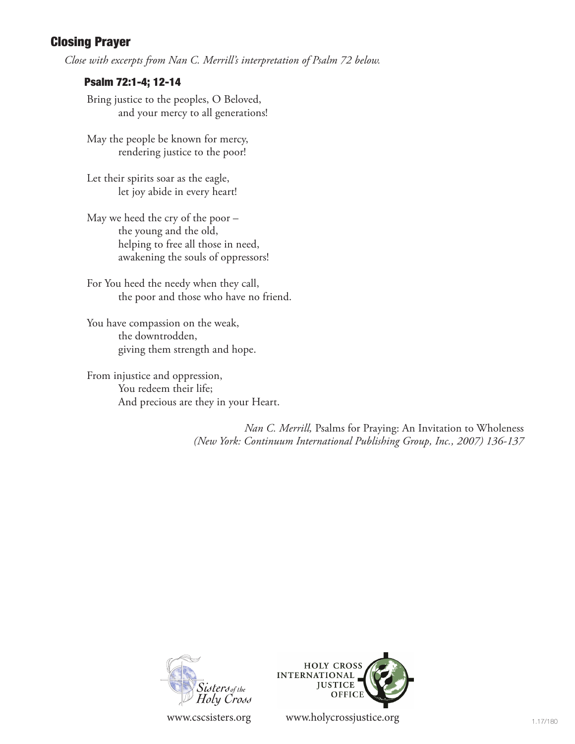## Closing Prayer

*Close with excerpts from Nan C. Merrill's interpretation of Psalm 72 below.*

### Psalm 72:1-4; 12-14

Bring justice to the peoples, O Beloved,
and your mercy to all generations!

May the people be known for mercy,
rendering justice to the poor!

Let their spirits soar as the eagle,
let joy abide in every heart!

May we heed the cry of the poor –
the young and the old,
helping to free all those in need,
awakening the souls of oppressors!

For You heed the needy when they call,
the poor and those who have no friend.

You have compassion on the weak,
the downtrodden,
giving them strength and hope.

From injustice and oppression,
You redeem their life;
And precious are they in your Heart.

*Nan C. Merrill,* Psalms for Praying: An Invitation to Wholeness *(New York: Continuum International Publishing Group, Inc., 2007) 136-137*

Sisters of the Holy Cross

HOLY CROSS INTERNATIONAL JUSTICE OFFICE

www.cscsisters.org

www.holycrossjustice.org

1.17/180